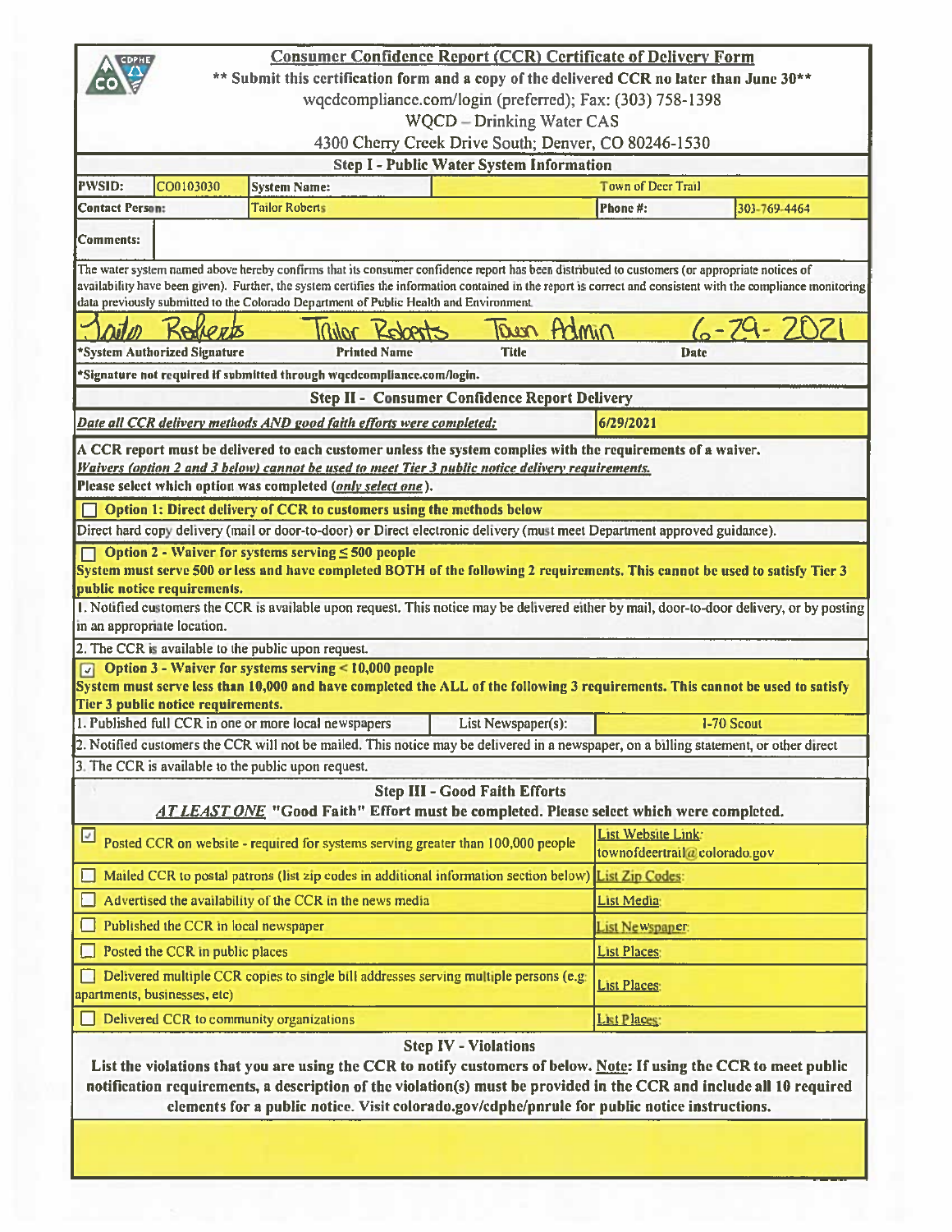# Consumer Confidence Report (CCR) Certificate of Delivery Form

**\*\* Submit this certification form and a copy of the delivered CCR no later than June 30\*\***

wqcdcompliance.com/login (preferred); Fax: (303) 758-1398

WQCD – Drinking Water CAS

4300 Cherry Creek Drive South; Denver, CO 80246-1530

## Step I - Public Water System Information

| PWSID: | CO0103030 | System Name: | Town of Deer Trail |
|---|---|---|---|
| Contact Person: | Tailor Roberts | Phone #: | 303-769-4464 |
| Comments: | | | |

The water system named above hereby confirms that its consumer confidence report has been distributed to customers (or appropriate notices of availability have been given). Further, the system certifies the information contained in the report is correct and consistent with the compliance monitoring data previously submitted to the Colorado Department of Public Health and Environment.

| Tailor Roberts | Tailor Roberts | Town Admin | 6-29-2021 |
|---|---|---|---|
| \*System Authorized Signature | Printed Name | Title | Date |

\*Signature not required if submitted through wqcdcompliance.com/login.

## Step II - Consumer Confidence Report Delivery

***Date all CCR delivery methods AND good faith efforts were completed:*** 6/29/2021

**A CCR report must be delivered to each customer unless the system complies with the requirements of a waiver.**
***Waivers (option 2 and 3 below) cannot be used to meet Tier 3 public notice delivery requirements.***
**Please select which option was completed (*only select one*).**

☐ **Option 1: Direct delivery of CCR to customers using the methods below**

Direct hard copy delivery (mail or door-to-door) or Direct electronic delivery (must meet Department approved guidance).

☐ **Option 2 - Waiver for systems serving ≤ 500 people**

**System must serve 500 or less and have completed BOTH of the following 2 requirements. This cannot be used to satisfy Tier 3 public notice requirements.**

1. Notified customers the CCR is available upon request. This notice may be delivered either by mail, door-to-door delivery, or by posting in an appropriate location.
2. The CCR is available to the public upon request.

☑ **Option 3 - Waiver for systems serving < 10,000 people**

**System must serve less than 10,000 and have completed the ALL of the following 3 requirements. This cannot be used to satisfy Tier 3 public notice requirements.**

1. Published full CCR in one or more local newspapers — List Newspaper(s): I-70 Scout
2. Notified customers the CCR will not be mailed. This notice may be delivered in a newspaper, on a billing statement, or other direct
3. The CCR is available to the public upon request.

## Step III - Good Faith Efforts

***AT LEAST ONE*** **"Good Faith" Effort must be completed. Please select which were completed.**

| Effort | List |
|---|---|
| ☑ Posted CCR on website - required for systems serving greater than 100,000 people | List Website Link: townofdeertrail@colorado.gov |
| ☐ Mailed CCR to postal patrons (list zip codes in additional information section below) | List Zip Codes: |
| ☐ Advertised the availability of the CCR in the news media | List Media: |
| ☐ Published the CCR in local newspaper | List Newspaper: |
| ☐ Posted the CCR in public places | List Places: |
| ☐ Delivered multiple CCR copies to single bill addresses serving multiple persons (e.g. apartments, businesses, etc) | List Places: |
| ☐ Delivered CCR to community organizations | List Places: |

## Step IV - Violations

**List the violations that you are using the CCR to notify customers of below. Note: If using the CCR to meet public notification requirements, a description of the violation(s) must be provided in the CCR and include all 10 required elements for a public notice. Visit colorado.gov/cdphe/pnrule for public notice instructions.**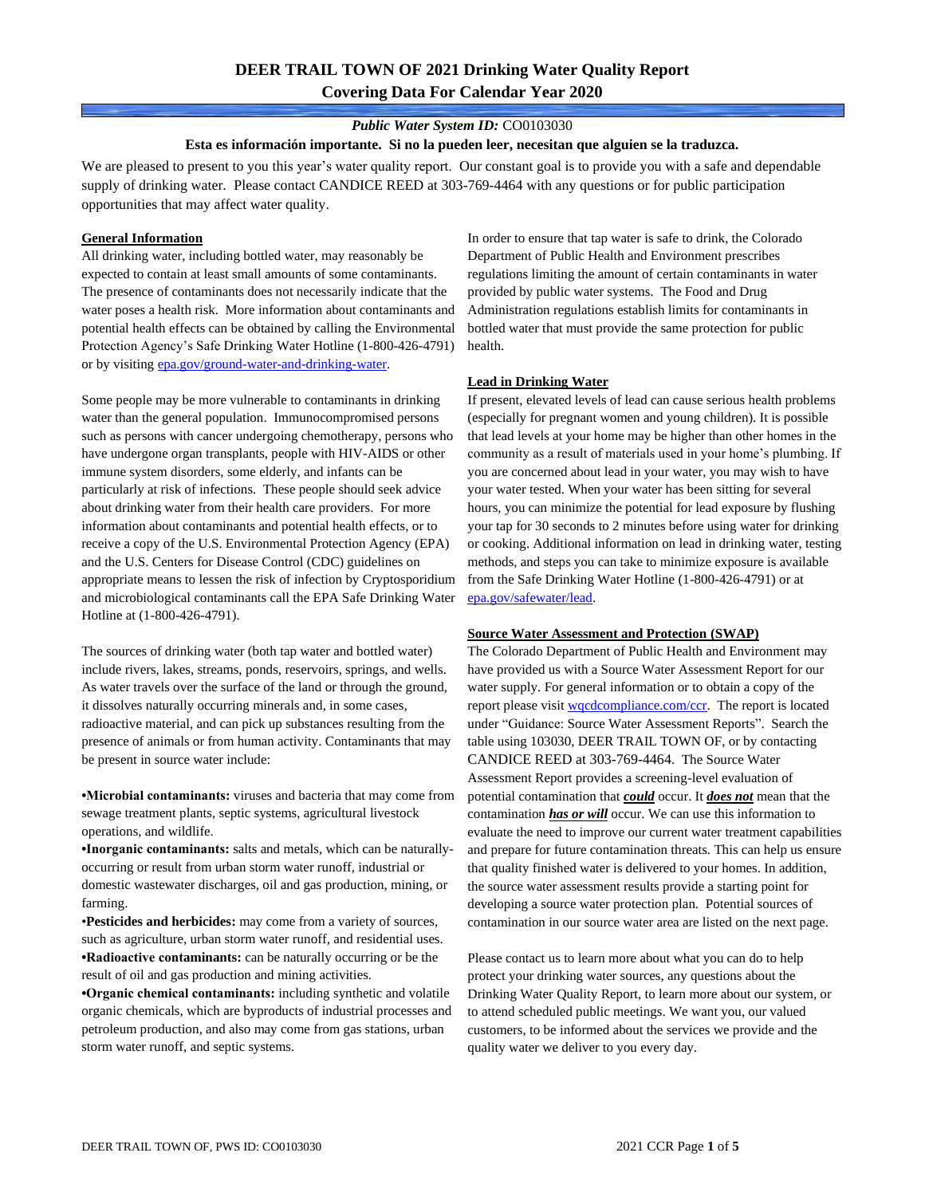# DEER TRAIL TOWN OF 2021 Drinking Water Quality Report
## Covering Data For Calendar Year 2020

***Public Water System ID:*** CO0103030

**Esta es información importante. Si no la pueden leer, necesitan que alguien se la traduzca.**

We are pleased to present to you this year's water quality report. Our constant goal is to provide you with a safe and dependable supply of drinking water. Please contact CANDICE REED at 303-769-4464 with any questions or for public participation opportunities that may affect water quality.

### General Information

All drinking water, including bottled water, may reasonably be expected to contain at least small amounts of some contaminants. The presence of contaminants does not necessarily indicate that the water poses a health risk. More information about contaminants and potential health effects can be obtained by calling the Environmental Protection Agency's Safe Drinking Water Hotline (1-800-426-4791) or by visiting epa.gov/ground-water-and-drinking-water.

Some people may be more vulnerable to contaminants in drinking water than the general population. Immunocompromised persons such as persons with cancer undergoing chemotherapy, persons who have undergone organ transplants, people with HIV-AIDS or other immune system disorders, some elderly, and infants can be particularly at risk of infections. These people should seek advice about drinking water from their health care providers. For more information about contaminants and potential health effects, or to receive a copy of the U.S. Environmental Protection Agency (EPA) and the U.S. Centers for Disease Control (CDC) guidelines on appropriate means to lessen the risk of infection by Cryptosporidium and microbiological contaminants call the EPA Safe Drinking Water Hotline at (1-800-426-4791).

The sources of drinking water (both tap water and bottled water) include rivers, lakes, streams, ponds, reservoirs, springs, and wells. As water travels over the surface of the land or through the ground, it dissolves naturally occurring minerals and, in some cases, radioactive material, and can pick up substances resulting from the presence of animals or from human activity. Contaminants that may be present in source water include:

- **Microbial contaminants:** viruses and bacteria that may come from sewage treatment plants, septic systems, agricultural livestock operations, and wildlife.
- **Inorganic contaminants:** salts and metals, which can be naturally-occurring or result from urban storm water runoff, industrial or domestic wastewater discharges, oil and gas production, mining, or farming.
- **Pesticides and herbicides:** may come from a variety of sources, such as agriculture, urban storm water runoff, and residential uses.
- **Radioactive contaminants:** can be naturally occurring or be the result of oil and gas production and mining activities.
- **Organic chemical contaminants:** including synthetic and volatile organic chemicals, which are byproducts of industrial processes and petroleum production, and also may come from gas stations, urban storm water runoff, and septic systems.

In order to ensure that tap water is safe to drink, the Colorado Department of Public Health and Environment prescribes regulations limiting the amount of certain contaminants in water provided by public water systems. The Food and Drug Administration regulations establish limits for contaminants in bottled water that must provide the same protection for public health.

### Lead in Drinking Water

If present, elevated levels of lead can cause serious health problems (especially for pregnant women and young children). It is possible that lead levels at your home may be higher than other homes in the community as a result of materials used in your home's plumbing. If you are concerned about lead in your water, you may wish to have your water tested. When your water has been sitting for several hours, you can minimize the potential for lead exposure by flushing your tap for 30 seconds to 2 minutes before using water for drinking or cooking. Additional information on lead in drinking water, testing methods, and steps you can take to minimize exposure is available from the Safe Drinking Water Hotline (1-800-426-4791) or at epa.gov/safewater/lead.

### Source Water Assessment and Protection (SWAP)

The Colorado Department of Public Health and Environment may have provided us with a Source Water Assessment Report for our water supply. For general information or to obtain a copy of the report please visit wqcdcompliance.com/ccr. The report is located under "Guidance: Source Water Assessment Reports". Search the table using 103030, DEER TRAIL TOWN OF, or by contacting CANDICE REED at 303-769-4464. The Source Water Assessment Report provides a screening-level evaluation of potential contamination that ***could*** occur. It ***does not*** mean that the contamination ***has or will*** occur. We can use this information to evaluate the need to improve our current water treatment capabilities and prepare for future contamination threats. This can help us ensure that quality finished water is delivered to your homes. In addition, the source water assessment results provide a starting point for developing a source water protection plan. Potential sources of contamination in our source water area are listed on the next page.

Please contact us to learn more about what you can do to help protect your drinking water sources, any questions about the Drinking Water Quality Report, to learn more about our system, or to attend scheduled public meetings. We want you, our valued customers, to be informed about the services we provide and the quality water we deliver to you every day.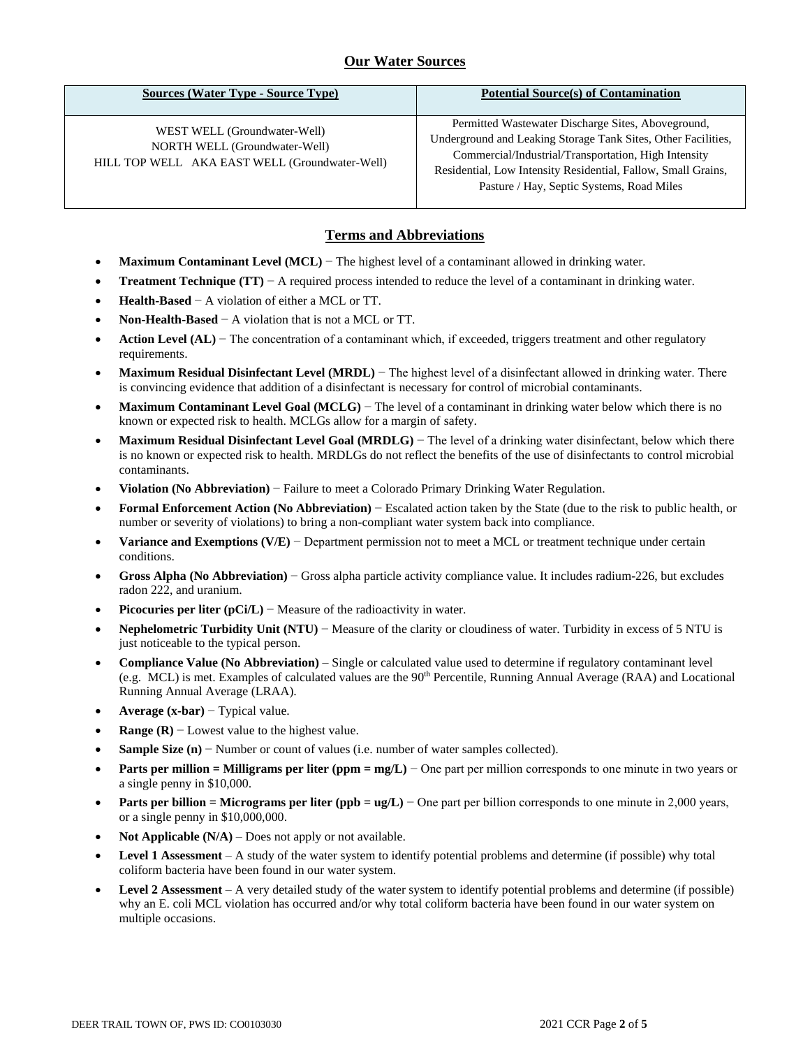## Our Water Sources

| Sources (Water Type - Source Type) | Potential Source(s) of Contamination |
|---|---|
| WEST WELL (Groundwater-Well)<br>NORTH WELL (Groundwater-Well)<br>HILL TOP WELL AKA EAST WELL (Groundwater-Well) | Permitted Wastewater Discharge Sites, Aboveground, Underground and Leaking Storage Tank Sites, Other Facilities, Commercial/Industrial/Transportation, High Intensity Residential, Low Intensity Residential, Fallow, Small Grains, Pasture / Hay, Septic Systems, Road Miles |

## Terms and Abbreviations

- **Maximum Contaminant Level (MCL)** − The highest level of a contaminant allowed in drinking water.
- **Treatment Technique (TT)** − A required process intended to reduce the level of a contaminant in drinking water.
- **Health-Based** − A violation of either a MCL or TT.
- **Non-Health-Based** − A violation that is not a MCL or TT.
- **Action Level (AL)** − The concentration of a contaminant which, if exceeded, triggers treatment and other regulatory requirements.
- **Maximum Residual Disinfectant Level (MRDL)** − The highest level of a disinfectant allowed in drinking water. There is convincing evidence that addition of a disinfectant is necessary for control of microbial contaminants.
- **Maximum Contaminant Level Goal (MCLG)** − The level of a contaminant in drinking water below which there is no known or expected risk to health. MCLGs allow for a margin of safety.
- **Maximum Residual Disinfectant Level Goal (MRDLG)** − The level of a drinking water disinfectant, below which there is no known or expected risk to health. MRDLGs do not reflect the benefits of the use of disinfectants to control microbial contaminants.
- **Violation (No Abbreviation)** − Failure to meet a Colorado Primary Drinking Water Regulation.
- **Formal Enforcement Action (No Abbreviation)** − Escalated action taken by the State (due to the risk to public health, or number or severity of violations) to bring a non-compliant water system back into compliance.
- **Variance and Exemptions (V/E)** − Department permission not to meet a MCL or treatment technique under certain conditions.
- **Gross Alpha (No Abbreviation)** − Gross alpha particle activity compliance value. It includes radium-226, but excludes radon 222, and uranium.
- **Picocuries per liter (pCi/L)** − Measure of the radioactivity in water.
- **Nephelometric Turbidity Unit (NTU)** − Measure of the clarity or cloudiness of water. Turbidity in excess of 5 NTU is just noticeable to the typical person.
- **Compliance Value (No Abbreviation)** – Single or calculated value used to determine if regulatory contaminant level (e.g. MCL) is met. Examples of calculated values are the 90th Percentile, Running Annual Average (RAA) and Locational Running Annual Average (LRAA).
- **Average (x-bar)** − Typical value.
- **Range (R)** − Lowest value to the highest value.
- **Sample Size (n)** − Number or count of values (i.e. number of water samples collected).
- **Parts per million = Milligrams per liter (ppm = mg/L)** − One part per million corresponds to one minute in two years or a single penny in $10,000.
- **Parts per billion = Micrograms per liter (ppb = ug/L)** − One part per billion corresponds to one minute in 2,000 years, or a single penny in $10,000,000.
- **Not Applicable (N/A)** – Does not apply or not available.
- **Level 1 Assessment** – A study of the water system to identify potential problems and determine (if possible) why total coliform bacteria have been found in our water system.
- **Level 2 Assessment** – A very detailed study of the water system to identify potential problems and determine (if possible) why an E. coli MCL violation has occurred and/or why total coliform bacteria have been found in our water system on multiple occasions.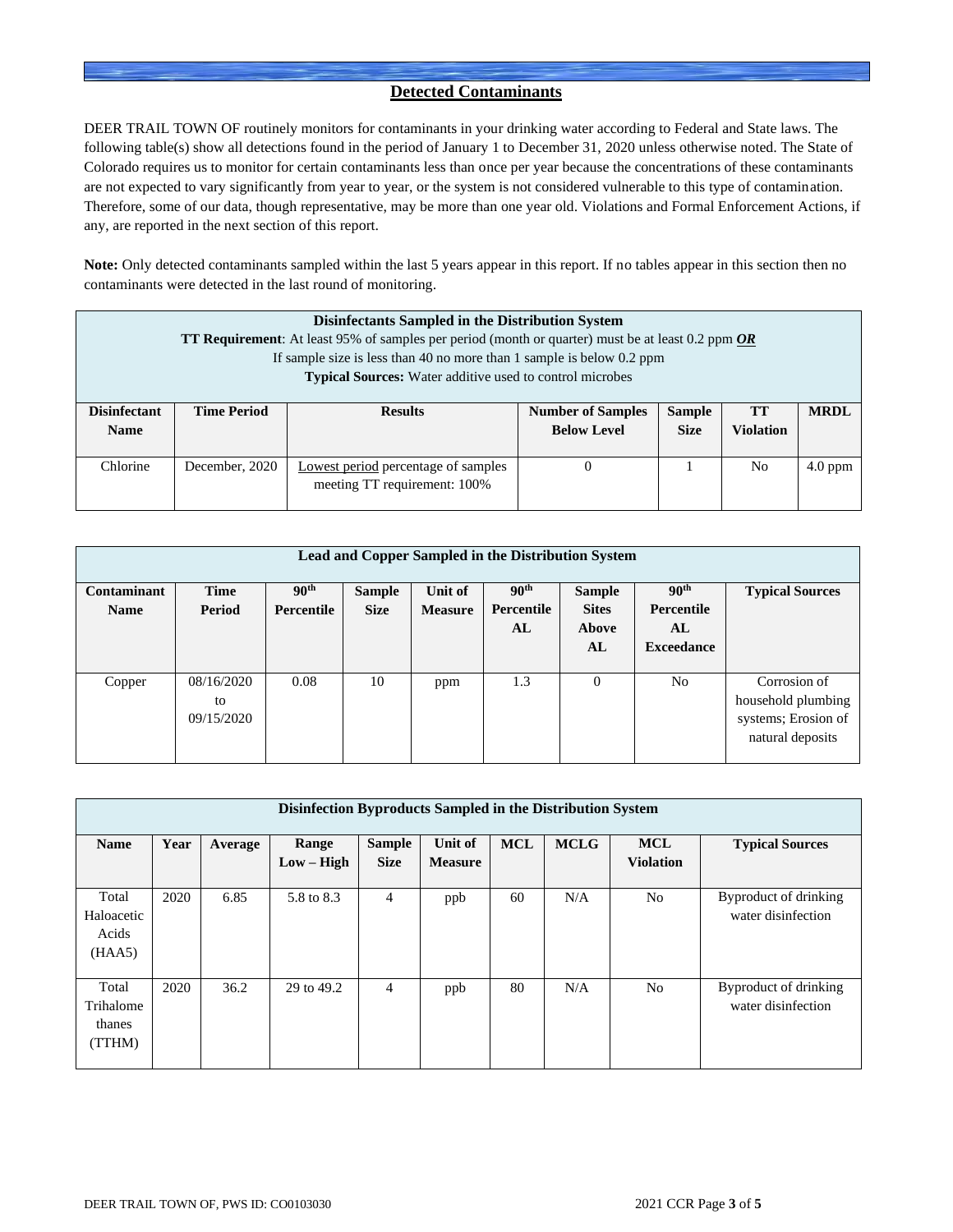## Detected Contaminants

DEER TRAIL TOWN OF routinely monitors for contaminants in your drinking water according to Federal and State laws. The following table(s) show all detections found in the period of January 1 to December 31, 2020 unless otherwise noted. The State of Colorado requires us to monitor for certain contaminants less than once per year because the concentrations of these contaminants are not expected to vary significantly from year to year, or the system is not considered vulnerable to this type of contamination. Therefore, some of our data, though representative, may be more than one year old. Violations and Formal Enforcement Actions, if any, are reported in the next section of this report.

**Note:** Only detected contaminants sampled within the last 5 years appear in this report. If no tables appear in this section then no contaminants were detected in the last round of monitoring.

**Disinfectants Sampled in the Distribution System**
**TT Requirement**: At least 95% of samples per period (month or quarter) must be at least 0.2 ppm ***OR***
If sample size is less than 40 no more than 1 sample is below 0.2 ppm
**Typical Sources:** Water additive used to control microbes

| Disinfectant Name | Time Period | Results | Number of Samples Below Level | Sample Size | TT Violation | MRDL |
|---|---|---|---|---|---|---|
| Chlorine | December, 2020 | Lowest period percentage of samples meeting TT requirement: 100% | 0 | 1 | No | 4.0 ppm |

**Lead and Copper Sampled in the Distribution System**

| Contaminant Name | Time Period | 90th Percentile | Sample Size | Unit of Measure | 90th Percentile AL | Sample Sites Above AL | 90th Percentile AL Exceedance | Typical Sources |
|---|---|---|---|---|---|---|---|---|
| Copper | 08/16/2020 to 09/15/2020 | 0.08 | 10 | ppm | 1.3 | 0 | No | Corrosion of household plumbing systems; Erosion of natural deposits |

**Disinfection Byproducts Sampled in the Distribution System**

| Name | Year | Average | Range Low – High | Sample Size | Unit of Measure | MCL | MCLG | MCL Violation | Typical Sources |
|---|---|---|---|---|---|---|---|---|---|
| Total Haloacetic Acids (HAA5) | 2020 | 6.85 | 5.8 to 8.3 | 4 | ppb | 60 | N/A | No | Byproduct of drinking water disinfection |
| Total Trihalomethanes (TTHM) | 2020 | 36.2 | 29 to 49.2 | 4 | ppb | 80 | N/A | No | Byproduct of drinking water disinfection |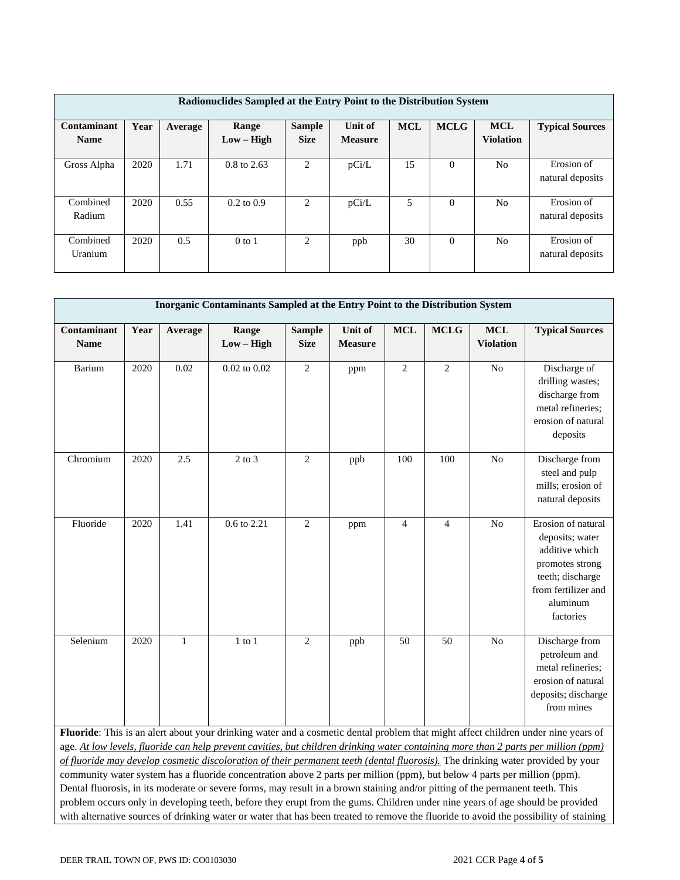| Radionuclides Sampled at the Entry Point to the Distribution System | | | | | | | | | |
|---|---|---|---|---|---|---|---|---|---|
| **Contaminant Name** | **Year** | **Average** | **Range Low – High** | **Sample Size** | **Unit of Measure** | **MCL** | **MCLG** | **MCL Violation** | **Typical Sources** |
| Gross Alpha | 2020 | 1.71 | 0.8 to 2.63 | 2 | pCi/L | 15 | 0 | No | Erosion of natural deposits |
| Combined Radium | 2020 | 0.55 | 0.2 to 0.9 | 2 | pCi/L | 5 | 0 | No | Erosion of natural deposits |
| Combined Uranium | 2020 | 0.5 | 0 to 1 | 2 | ppb | 30 | 0 | No | Erosion of natural deposits |

| Inorganic Contaminants Sampled at the Entry Point to the Distribution System | | | | | | | | | |
|---|---|---|---|---|---|---|---|---|---|
| **Contaminant Name** | **Year** | **Average** | **Range Low – High** | **Sample Size** | **Unit of Measure** | **MCL** | **MCLG** | **MCL Violation** | **Typical Sources** |
| Barium | 2020 | 0.02 | 0.02 to 0.02 | 2 | ppm | 2 | 2 | No | Discharge of drilling wastes; discharge from metal refineries; erosion of natural deposits |
| Chromium | 2020 | 2.5 | 2 to 3 | 2 | ppb | 100 | 100 | No | Discharge from steel and pulp mills; erosion of natural deposits |
| Fluoride | 2020 | 1.41 | 0.6 to 2.21 | 2 | ppm | 4 | 4 | No | Erosion of natural deposits; water additive which promotes strong teeth; discharge from fertilizer and aluminum factories |
| Selenium | 2020 | 1 | 1 to 1 | 2 | ppb | 50 | 50 | No | Discharge from petroleum and metal refineries; erosion of natural deposits; discharge from mines |

**Fluoride**: This is an alert about your drinking water and a cosmetic dental problem that might affect children under nine years of age. *At low levels, fluoride can help prevent cavities, but children drinking water containing more than 2 parts per million (ppm) of fluoride may develop cosmetic discoloration of their permanent teeth (dental fluorosis).* The drinking water provided by your community water system has a fluoride concentration above 2 parts per million (ppm), but below 4 parts per million (ppm). Dental fluorosis, in its moderate or severe forms, may result in a brown staining and/or pitting of the permanent teeth. This problem occurs only in developing teeth, before they erupt from the gums. Children under nine years of age should be provided with alternative sources of drinking water or water that has been treated to remove the fluoride to avoid the possibility of staining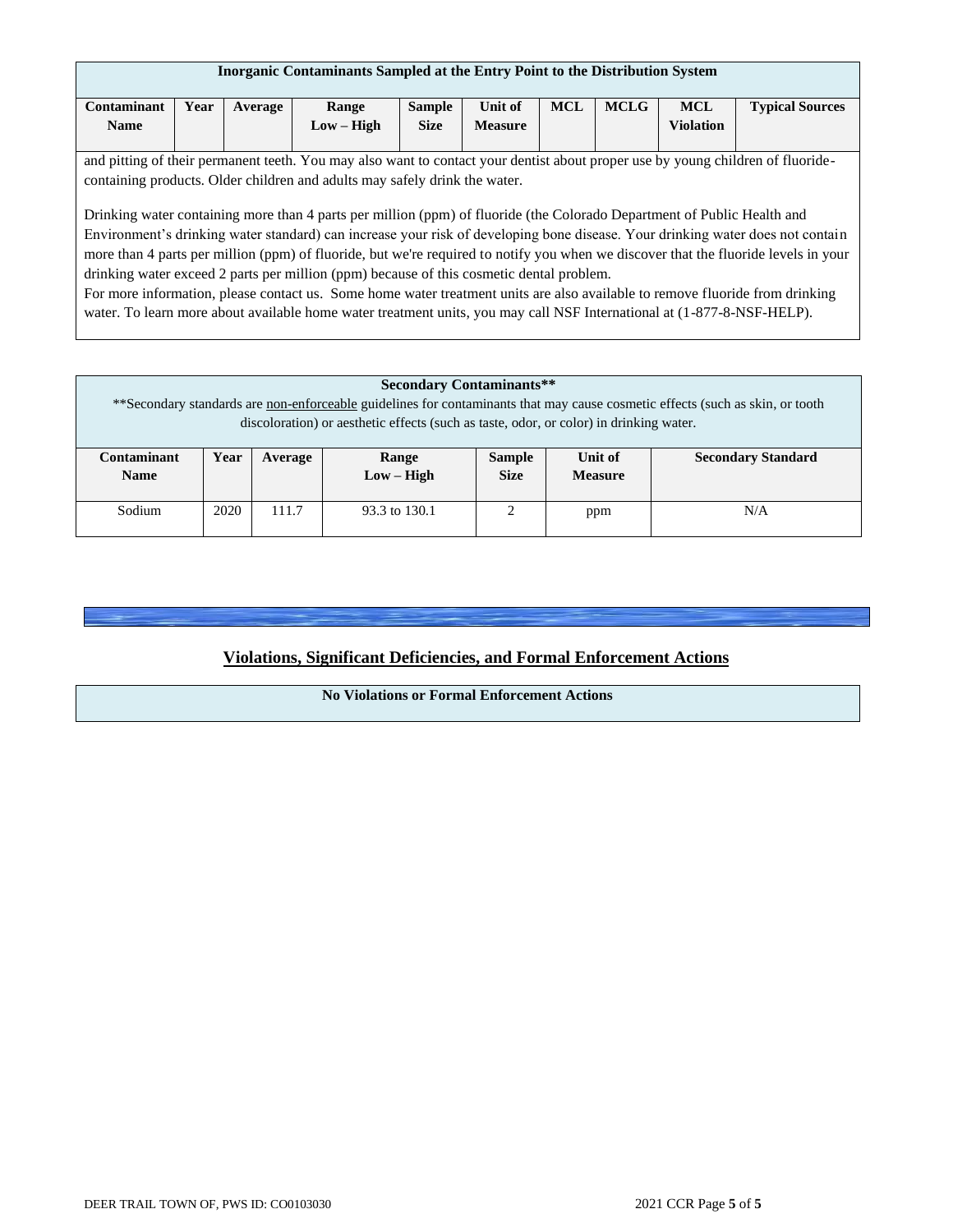| Inorganic Contaminants Sampled at the Entry Point to the Distribution System | | | | | | | | | |
|---|---|---|---|---|---|---|---|---|---|
| **Contaminant Name** | **Year** | **Average** | **Range Low – High** | **Sample Size** | **Unit of Measure** | **MCL** | **MCLG** | **MCL Violation** | **Typical Sources** |

and pitting of their permanent teeth. You may also want to contact your dentist about proper use by young children of fluoride-containing products. Older children and adults may safely drink the water.

Drinking water containing more than 4 parts per million (ppm) of fluoride (the Colorado Department of Public Health and Environment's drinking water standard) can increase your risk of developing bone disease. Your drinking water does not contain more than 4 parts per million (ppm) of fluoride, but we're required to notify you when we discover that the fluoride levels in your drinking water exceed 2 parts per million (ppm) because of this cosmetic dental problem.

For more information, please contact us. Some home water treatment units are also available to remove fluoride from drinking water. To learn more about available home water treatment units, you may call NSF International at (1-877-8-NSF-HELP).

**Secondary Contaminants****

**Secondary standards are non-enforceable guidelines for contaminants that may cause cosmetic effects (such as skin, or tooth discoloration) or aesthetic effects (such as taste, odor, or color) in drinking water.

| Contaminant Name | Year | Average | Range Low – High | Sample Size | Unit of Measure | Secondary Standard |
|---|---|---|---|---|---|---|
| Sodium | 2020 | 111.7 | 93.3 to 130.1 | 2 | ppm | N/A |

## Violations, Significant Deficiencies, and Formal Enforcement Actions

**No Violations or Formal Enforcement Actions**